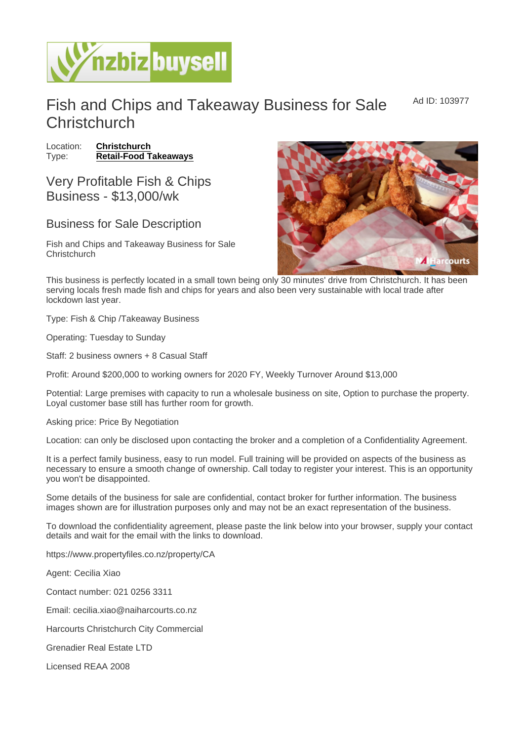# Fish and Chips and Takeaway Business for Sale Christchurch

Ad ID: 103977

Location: **Christchurch**
Type: **Retail-Food Takeaways**

## Very Profitable Fish & Chips Business - $13,000/wk

## Business for Sale Description

Fish and Chips and Takeaway Business for Sale Christchurch

This business is perfectly located in a small town being only 30 minutes' drive from Christchurch. It has been serving locals fresh made fish and chips for years and also been very sustainable with local trade after lockdown last year.

Type: Fish & Chip /Takeaway Business

Operating: Tuesday to Sunday

Staff: 2 business owners + 8 Casual Staff

Profit: Around $200,000 to working owners for 2020 FY, Weekly Turnover Around $13,000

Potential: Large premises with capacity to run a wholesale business on site, Option to purchase the property. Loyal customer base still has further room for growth.

Asking price: Price By Negotiation

Location: can only be disclosed upon contacting the broker and a completion of a Confidentiality Agreement.

It is a perfect family business, easy to run model. Full training will be provided on aspects of the business as necessary to ensure a smooth change of ownership. Call today to register your interest. This is an opportunity you won't be disappointed.

Some details of the business for sale are confidential, contact broker for further information. The business images shown are for illustration purposes only and may not be an exact representation of the business.

To download the confidentiality agreement, please paste the link below into your browser, supply your contact details and wait for the email with the links to download.

https://www.propertyfiles.co.nz/property/CA

Agent: Cecilia Xiao

Contact number: 021 0256 3311

Email: cecilia.xiao@naiharcourts.co.nz

Harcourts Christchurch City Commercial

Grenadier Real Estate LTD

Licensed REAA 2008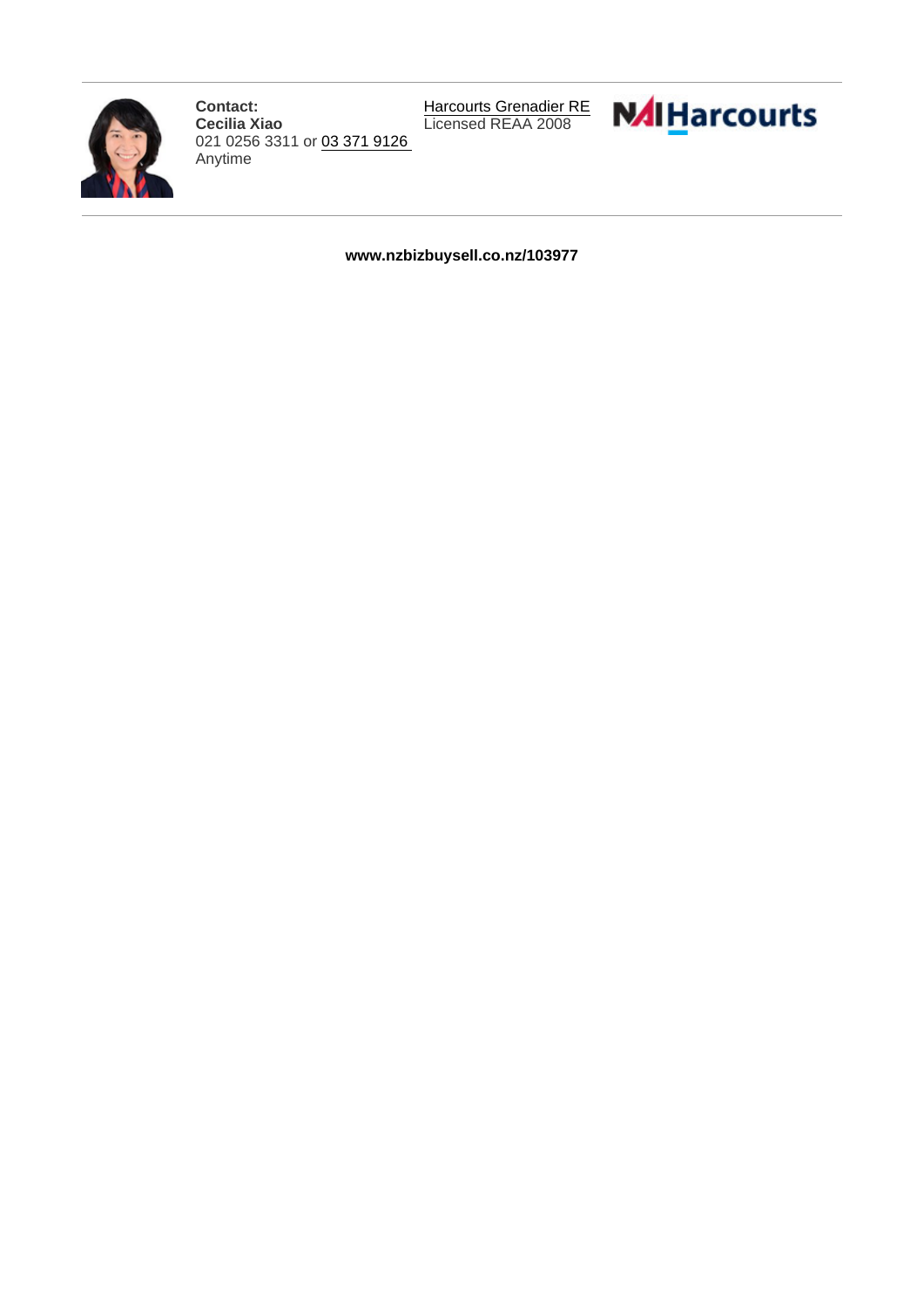**Contact:**
**Cecilia Xiao**
021 0256 3311 or 03 371 9126
Anytime

Harcourts Grenadier RE
Licensed REAA 2008

**www.nzbizbuysell.co.nz/103977**